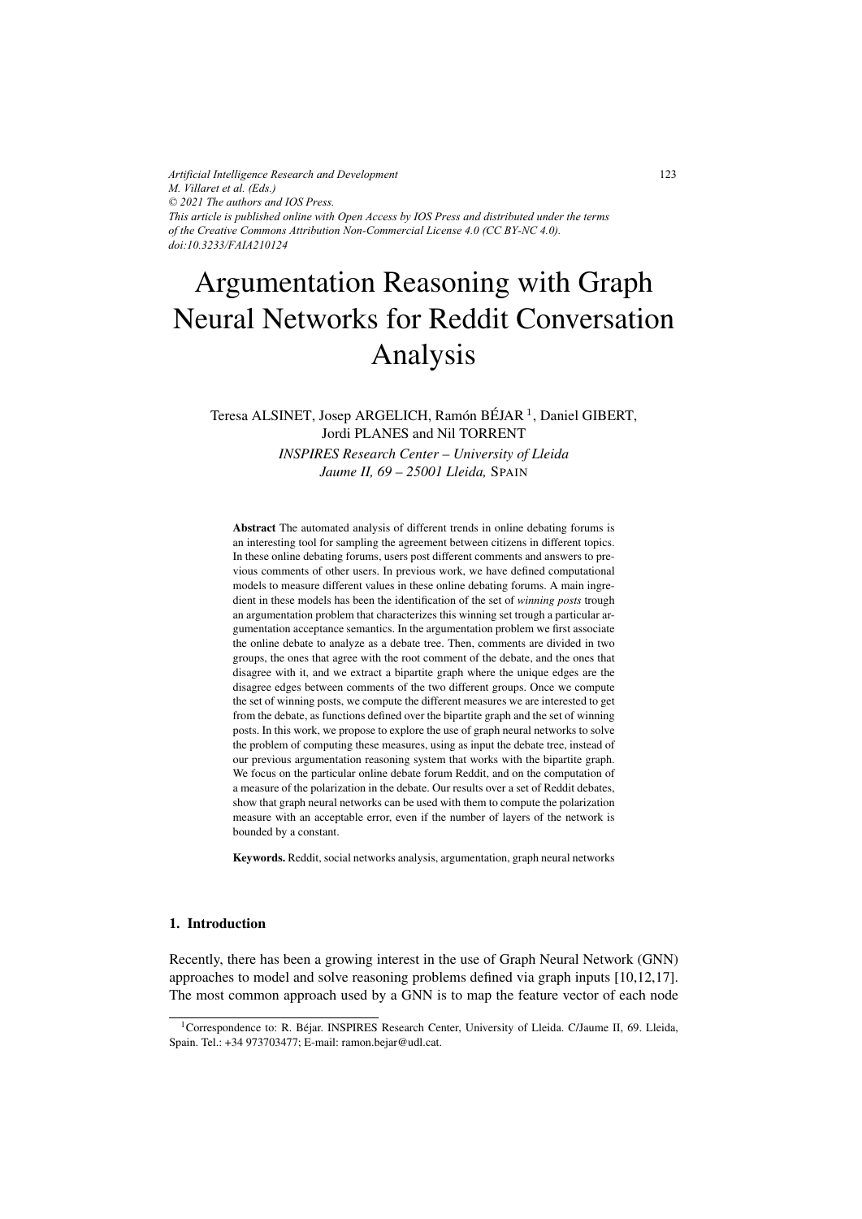*Artificial Intelligence Research and Development*
*M. Villaret et al. (Eds.)*
*© 2021 The authors and IOS Press.*
*This article is published online with Open Access by IOS Press and distributed under the terms of the Creative Commons Attribution Non-Commercial License 4.0 (CC BY-NC 4.0).*
*doi:10.3233/FAIA210124*

# Argumentation Reasoning with Graph Neural Networks for Reddit Conversation Analysis

Teresa ALSINET, Josep ARGELICH, Ramón BÉJAR [1], Daniel GIBERT, Jordi PLANES and Nil TORRENT

*INSPIRES Research Center – University of Lleida*
*Jaume II, 69 – 25001 Lleida,* SPAIN

**Abstract** The automated analysis of different trends in online debating forums is an interesting tool for sampling the agreement between citizens in different topics. In these online debating forums, users post different comments and answers to previous comments of other users. In previous work, we have defined computational models to measure different values in these online debating forums. A main ingredient in these models has been the identification of the set of *winning posts* trough an argumentation problem that characterizes this winning set trough a particular argumentation acceptance semantics. In the argumentation problem we first associate the online debate to analyze as a debate tree. Then, comments are divided in two groups, the ones that agree with the root comment of the debate, and the ones that disagree with it, and we extract a bipartite graph where the unique edges are the disagree edges between comments of the two different groups. Once we compute the set of winning posts, we compute the different measures we are interested to get from the debate, as functions defined over the bipartite graph and the set of winning posts. In this work, we propose to explore the use of graph neural networks to solve the problem of computing these measures, using as input the debate tree, instead of our previous argumentation reasoning system that works with the bipartite graph. We focus on the particular online debate forum Reddit, and on the computation of a measure of the polarization in the debate. Our results over a set of Reddit debates, show that graph neural networks can be used with them to compute the polarization measure with an acceptable error, even if the number of layers of the network is bounded by a constant.

**Keywords.** Reddit, social networks analysis, argumentation, graph neural networks

## 1. Introduction

Recently, there has been a growing interest in the use of Graph Neural Network (GNN) approaches to model and solve reasoning problems defined via graph inputs [10,12,17]. The most common approach used by a GNN is to map the feature vector of each node

[1] Correspondence to: R. Béjar. INSPIRES Research Center, University of Lleida. C/Jaume II, 69. Lleida, Spain. Tel.: +34 973703477; E-mail: ramon.bejar@udl.cat.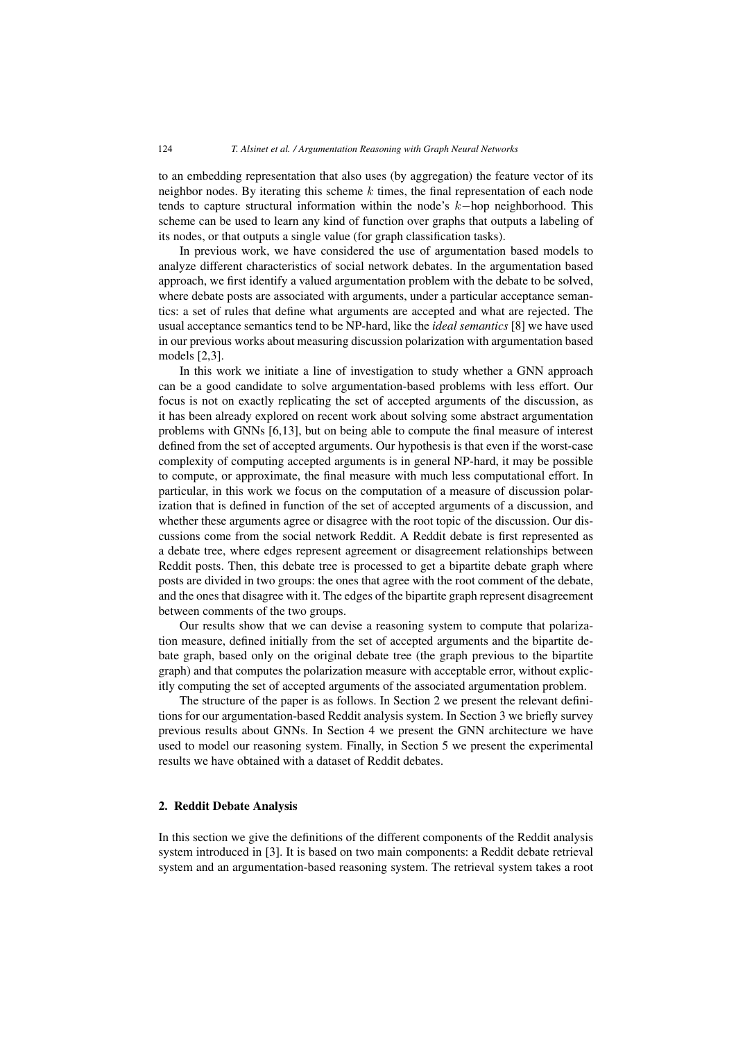to an embedding representation that also uses (by aggregation) the feature vector of its neighbor nodes. By iterating this scheme $k$ times, the final representation of each node tends to capture structural information within the node's $k-$hop neighborhood. This scheme can be used to learn any kind of function over graphs that outputs a labeling of its nodes, or that outputs a single value (for graph classification tasks).

In previous work, we have considered the use of argumentation based models to analyze different characteristics of social network debates. In the argumentation based approach, we first identify a valued argumentation problem with the debate to be solved, where debate posts are associated with arguments, under a particular acceptance semantics: a set of rules that define what arguments are accepted and what are rejected. The usual acceptance semantics tend to be NP-hard, like the *ideal semantics* [8] we have used in our previous works about measuring discussion polarization with argumentation based models [2,3].

In this work we initiate a line of investigation to study whether a GNN approach can be a good candidate to solve argumentation-based problems with less effort. Our focus is not on exactly replicating the set of accepted arguments of the discussion, as it has been already explored on recent work about solving some abstract argumentation problems with GNNs [6,13], but on being able to compute the final measure of interest defined from the set of accepted arguments. Our hypothesis is that even if the worst-case complexity of computing accepted arguments is in general NP-hard, it may be possible to compute, or approximate, the final measure with much less computational effort. In particular, in this work we focus on the computation of a measure of discussion polarization that is defined in function of the set of accepted arguments of a discussion, and whether these arguments agree or disagree with the root topic of the discussion. Our discussions come from the social network Reddit. A Reddit debate is first represented as a debate tree, where edges represent agreement or disagreement relationships between Reddit posts. Then, this debate tree is processed to get a bipartite debate graph where posts are divided in two groups: the ones that agree with the root comment of the debate, and the ones that disagree with it. The edges of the bipartite graph represent disagreement between comments of the two groups.

Our results show that we can devise a reasoning system to compute that polarization measure, defined initially from the set of accepted arguments and the bipartite debate graph, based only on the original debate tree (the graph previous to the bipartite graph) and that computes the polarization measure with acceptable error, without explicitly computing the set of accepted arguments of the associated argumentation problem.

The structure of the paper is as follows. In Section 2 we present the relevant definitions for our argumentation-based Reddit analysis system. In Section 3 we briefly survey previous results about GNNs. In Section 4 we present the GNN architecture we have used to model our reasoning system. Finally, in Section 5 we present the experimental results we have obtained with a dataset of Reddit debates.

## 2. Reddit Debate Analysis

In this section we give the definitions of the different components of the Reddit analysis system introduced in [3]. It is based on two main components: a Reddit debate retrieval system and an argumentation-based reasoning system. The retrieval system takes a root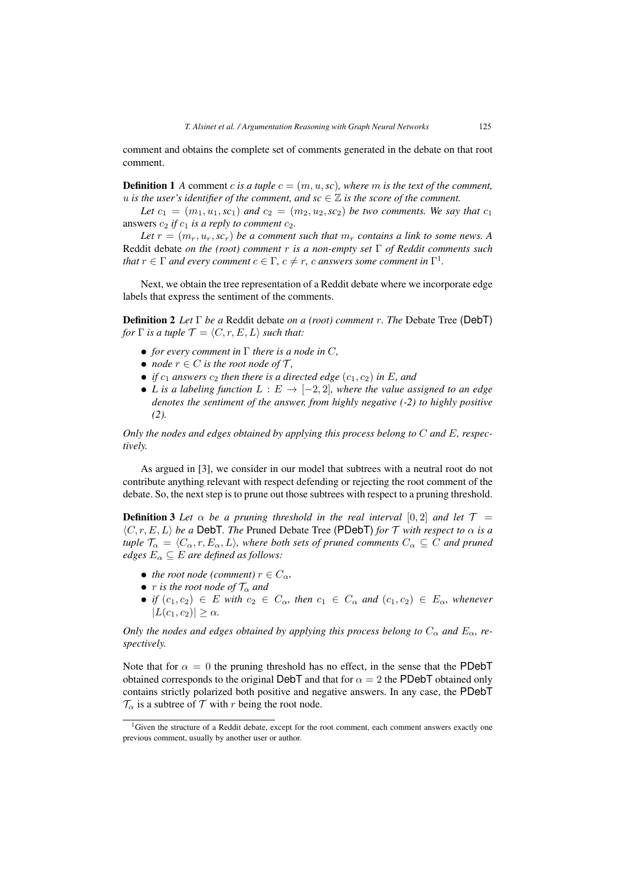comment and obtains the complete set of comments generated in the debate on that root comment.

**Definition 1** *A* comment *$c$ is a tuple $c = (m, u, sc)$, where $m$ is the text of the comment, $u$ is the user's identifier of the comment, and $sc \in \mathbb{Z}$ is the score of the comment.*

*Let $c_1 = (m_1, u_1, sc_1)$ and $c_2 = (m_2, u_2, sc_2)$ be two comments. We say that $c_1$* answers *$c_2$ if $c_1$ is a reply to comment $c_2$.*

*Let $r = (m_r, u_r, sc_r)$ be a comment such that $m_r$ contains a link to some news. A* Reddit debate *on the (root) comment $r$ is a non-empty set $\Gamma$ of Reddit comments such that $r \in \Gamma$ and every comment $c \in \Gamma$, $c \neq r$, $c$ answers some comment in $\Gamma$*[1].

Next, we obtain the tree representation of a Reddit debate where we incorporate edge labels that express the sentiment of the comments.

**Definition 2** *Let $\Gamma$ be a* Reddit debate *on a (root) comment $r$. The* Debate Tree (DebT) *for $\Gamma$ is a tuple $\mathcal{T} = \langle C, r, E, L \rangle$ such that:*

- *for every comment in $\Gamma$ there is a node in $C$,*
- *node $r \in C$ is the root node of $\mathcal{T}$,*
- *if $c_1$ answers $c_2$ then there is a directed edge $(c_1, c_2)$ in $E$, and*
- *$L$ is a labeling function $L : E \to [-2, 2]$, where the value assigned to an edge denotes the sentiment of the answer, from highly negative (-2) to highly positive (2).*

*Only the nodes and edges obtained by applying this process belong to $C$ and $E$, respectively.*

As argued in [3], we consider in our model that subtrees with a neutral root do not contribute anything relevant with respect defending or rejecting the root comment of the debate. So, the next step is to prune out those subtrees with respect to a pruning threshold.

**Definition 3** *Let $\alpha$ be a pruning threshold in the real interval $[0, 2]$ and let $\mathcal{T} = \langle C, r, E, L \rangle$ be a* DebT*. The* Pruned Debate Tree (PDebT) *for $\mathcal{T}$ with respect to $\alpha$ is a tuple $\mathcal{T}_\alpha = \langle C_\alpha, r, E_\alpha, L \rangle$, where both sets of pruned comments $C_\alpha \subseteq C$ and pruned edges $E_\alpha \subseteq E$ are defined as follows:*

- *the root node (comment) $r \in C_\alpha$,*
- *$r$ is the root node of $\mathcal{T}_\alpha$ and*
- *if $(c_1, c_2) \in E$ with $c_2 \in C_\alpha$, then $c_1 \in C_\alpha$ and $(c_1, c_2) \in E_\alpha$, whenever $|L(c_1, c_2)| \geq \alpha$.*

*Only the nodes and edges obtained by applying this process belong to $C_\alpha$ and $E_\alpha$, respectively.*

Note that for $\alpha = 0$ the pruning threshold has no effect, in the sense that the PDebT obtained corresponds to the original DebT and that for $\alpha = 2$ the PDebT obtained only contains strictly polarized both positive and negative answers. In any case, the PDebT $\mathcal{T}_\alpha$ is a subtree of $\mathcal{T}$ with $r$ being the root node.

[1] Given the structure of a Reddit debate, except for the root comment, each comment answers exactly one previous comment, usually by another user or author.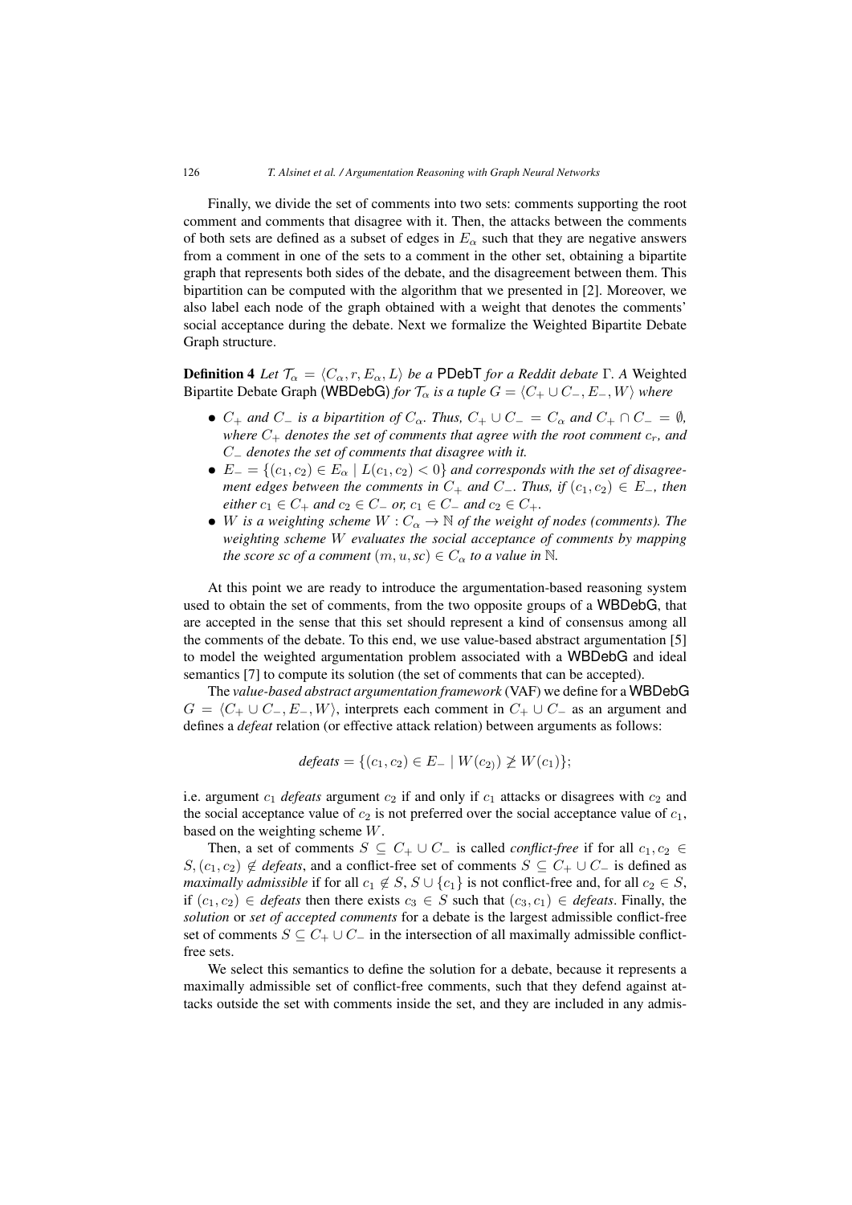Finally, we divide the set of comments into two sets: comments supporting the root comment and comments that disagree with it. Then, the attacks between the comments of both sets are defined as a subset of edges in $E_\alpha$ such that they are negative answers from a comment in one of the sets to a comment in the other set, obtaining a bipartite graph that represents both sides of the debate, and the disagreement between them. This bipartition can be computed with the algorithm that we presented in [2]. Moreover, we also label each node of the graph obtained with a weight that denotes the comments' social acceptance during the debate. Next we formalize the Weighted Bipartite Debate Graph structure.

**Definition 4** *Let $\mathcal{T}_\alpha = \langle C_\alpha, r, E_\alpha, L\rangle$ be a* PDebT *for a Reddit debate* $\Gamma$*. A* Weighted Bipartite Debate Graph (WBDebG) *for $\mathcal{T}_\alpha$ is a tuple $G = \langle C_+ \cup C_-, E_-, W\rangle$ where*

- *$C_+$ and $C_-$ is a bipartition of $C_\alpha$. Thus, $C_+ \cup C_- = C_\alpha$ and $C_+ \cap C_- = \emptyset$, where $C_+$ denotes the set of comments that agree with the root comment $c_r$, and $C_-$ denotes the set of comments that disagree with it.*
- *$E_- = \{(c_1, c_2) \in E_\alpha \mid L(c_1, c_2) < 0\}$ and corresponds with the set of disagreement edges between the comments in $C_+$ and $C_-$. Thus, if $(c_1, c_2) \in E_-$, then either $c_1 \in C_+$ and $c_2 \in C_-$ or, $c_1 \in C_-$ and $c_2 \in C_+$.*
- *$W$ is a weighting scheme $W : C_\alpha \to \mathbb{N}$ of the weight of nodes (comments). The weighting scheme $W$ evaluates the social acceptance of comments by mapping the score sc of a comment $(m, u, sc) \in C_\alpha$ to a value in $\mathbb{N}$.*

At this point we are ready to introduce the argumentation-based reasoning system used to obtain the set of comments, from the two opposite groups of a WBDebG, that are accepted in the sense that this set should represent a kind of consensus among all the comments of the debate. To this end, we use value-based abstract argumentation [5] to model the weighted argumentation problem associated with a WBDebG and ideal semantics [7] to compute its solution (the set of comments that can be accepted).

The *value-based abstract argumentation framework* (VAF) we define for a WBDebG $G = \langle C_+ \cup C_-, E_-, W\rangle$, interprets each comment in $C_+ \cup C_-$ as an argument and defines a *defeat* relation (or effective attack relation) between arguments as follows:

$$\textit{defeats} = \{(c_1, c_2) \in E_- \mid W(c_2) \not\geq W(c_1)\};$$

i.e. argument $c_1$ *defeats* argument $c_2$ if and only if $c_1$ attacks or disagrees with $c_2$ and the social acceptance value of $c_2$ is not preferred over the social acceptance value of $c_1$, based on the weighting scheme $W$.

Then, a set of comments $S \subseteq C_+ \cup C_-$ is called *conflict-free* if for all $c_1, c_2 \in S, (c_1, c_2) \notin$ *defeats*, and a conflict-free set of comments $S \subseteq C_+ \cup C_-$ is defined as *maximally admissible* if for all $c_1 \notin S$, $S \cup \{c_1\}$ is not conflict-free and, for all $c_2 \in S$, if $(c_1, c_2) \in$ *defeats* then there exists $c_3 \in S$ such that $(c_3, c_1) \in$ *defeats*. Finally, the *solution* or *set of accepted comments* for a debate is the largest admissible conflict-free set of comments $S \subseteq C_+ \cup C_-$ in the intersection of all maximally admissible conflict-free sets.

We select this semantics to define the solution for a debate, because it represents a maximally admissible set of conflict-free comments, such that they defend against attacks outside the set with comments inside the set, and they are included in any admis-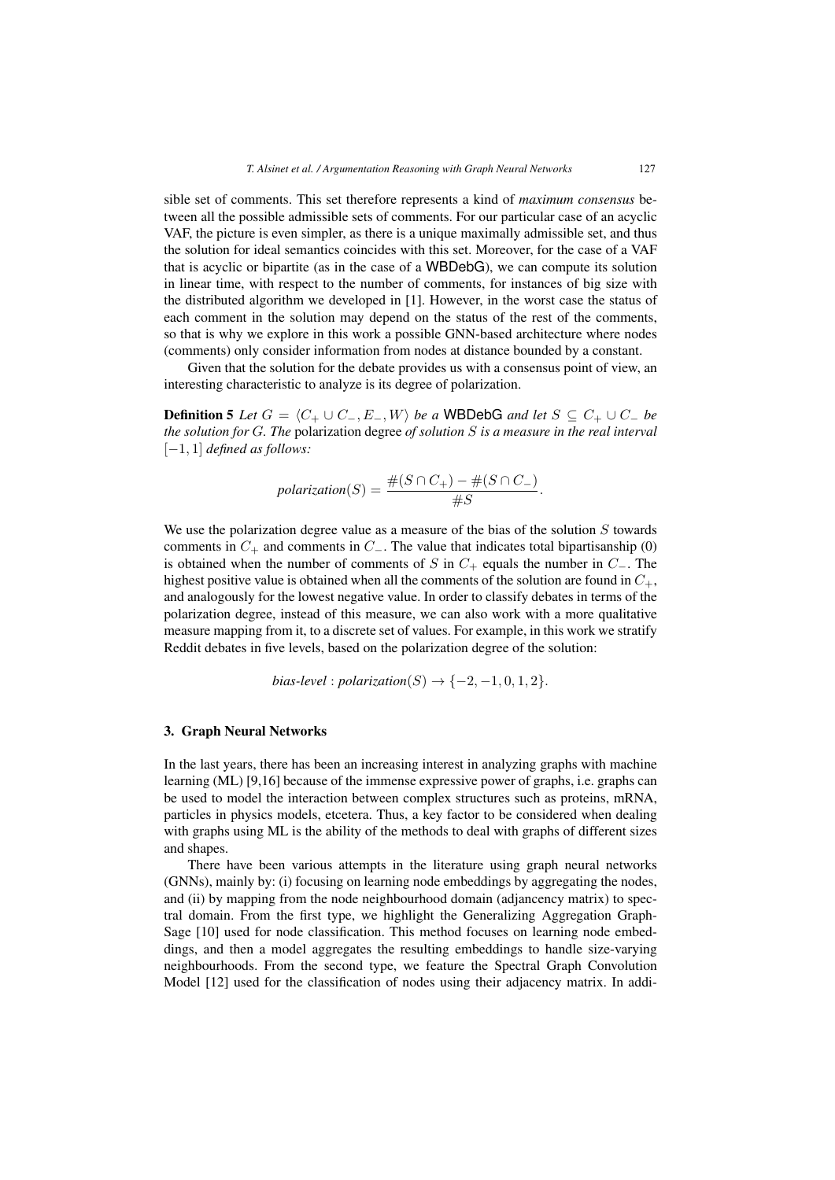sible set of comments. This set therefore represents a kind of *maximum consensus* between all the possible admissible sets of comments. For our particular case of an acyclic VAF, the picture is even simpler, as there is a unique maximally admissible set, and thus the solution for ideal semantics coincides with this set. Moreover, for the case of a VAF that is acyclic or bipartite (as in the case of a WBDebG), we can compute its solution in linear time, with respect to the number of comments, for instances of big size with the distributed algorithm we developed in [1]. However, in the worst case the status of each comment in the solution may depend on the status of the rest of the comments, so that is why we explore in this work a possible GNN-based architecture where nodes (comments) only consider information from nodes at distance bounded by a constant.

Given that the solution for the debate provides us with a consensus point of view, an interesting characteristic to analyze is its degree of polarization.

**Definition 5** *Let* $G = \langle C_+ \cup C_-, E_-, W \rangle$ *be a* WBDebG *and let* $S \subseteq C_+ \cup C_-$ *be the solution for* $G$. *The* polarization degree *of solution* $S$ *is a measure in the real interval* $[-1, 1]$ *defined as follows:*

$$\textit{polarization}(S) = \frac{\#(S \cap C_+) - \#(S \cap C_-)}{\#S}.$$

We use the polarization degree value as a measure of the bias of the solution $S$ towards comments in $C_+$ and comments in $C_-$. The value that indicates total bipartisanship (0) is obtained when the number of comments of $S$ in $C_+$ equals the number in $C_-$. The highest positive value is obtained when all the comments of the solution are found in $C_+$, and analogously for the lowest negative value. In order to classify debates in terms of the polarization degree, instead of this measure, we can also work with a more qualitative measure mapping from it, to a discrete set of values. For example, in this work we stratify Reddit debates in five levels, based on the polarization degree of the solution:

$$\textit{bias-level} : \textit{polarization}(S) \rightarrow \{-2, -1, 0, 1, 2\}.$$

## 3. Graph Neural Networks

In the last years, there has been an increasing interest in analyzing graphs with machine learning (ML) [9,16] because of the immense expressive power of graphs, i.e. graphs can be used to model the interaction between complex structures such as proteins, mRNA, particles in physics models, etcetera. Thus, a key factor to be considered when dealing with graphs using ML is the ability of the methods to deal with graphs of different sizes and shapes.

There have been various attempts in the literature using graph neural networks (GNNs), mainly by: (i) focusing on learning node embeddings by aggregating the nodes, and (ii) by mapping from the node neighbourhood domain (adjancency matrix) to spectral domain. From the first type, we highlight the Generalizing Aggregation GraphSage [10] used for node classification. This method focuses on learning node embeddings, and then a model aggregates the resulting embeddings to handle size-varying neighbourhoods. From the second type, we feature the Spectral Graph Convolution Model [12] used for the classification of nodes using their adjacency matrix. In addi-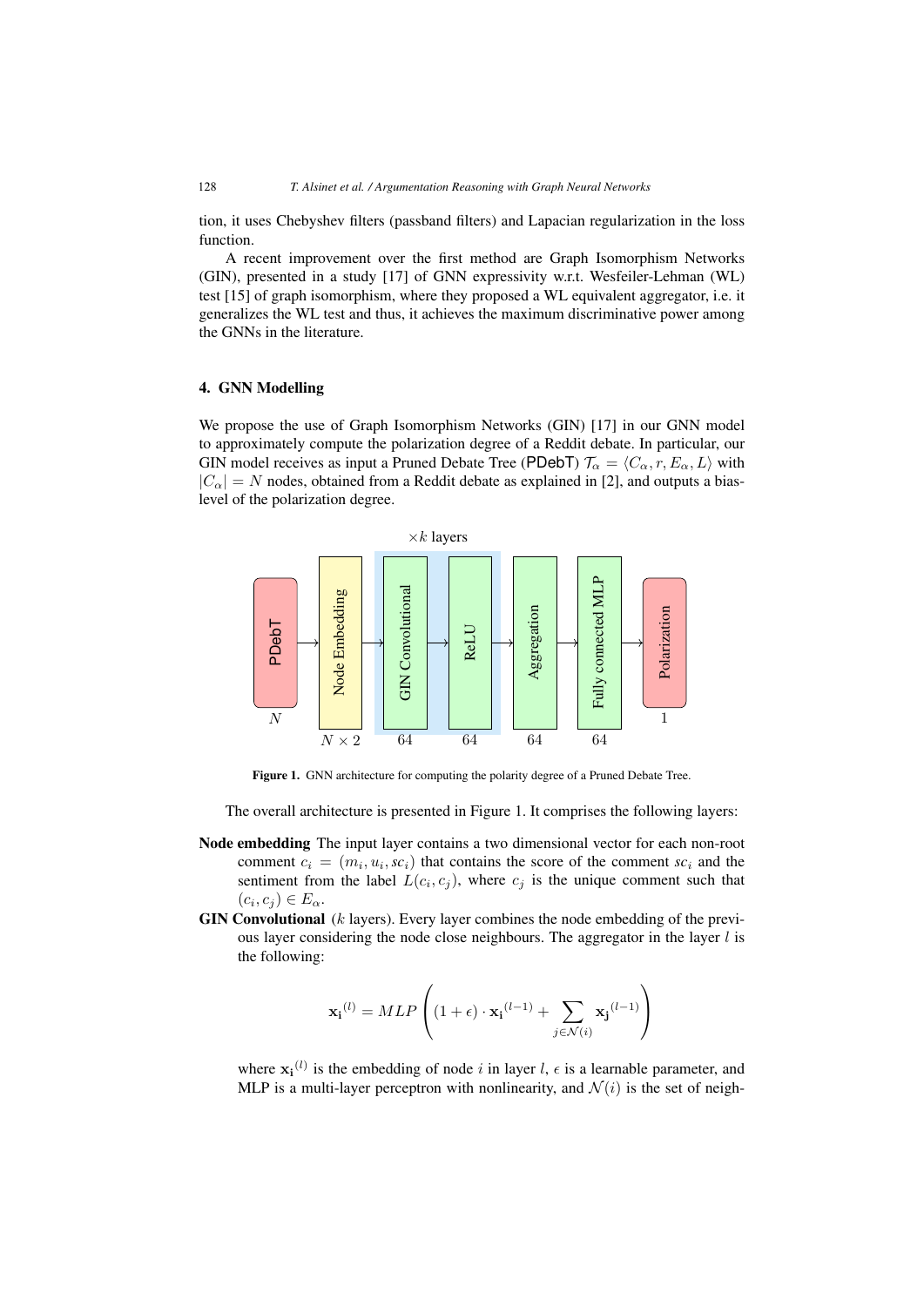tion, it uses Chebyshev filters (passband filters) and Lapacian regularization in the loss function.

A recent improvement over the first method are Graph Isomorphism Networks (GIN), presented in a study [17] of GNN expressivity w.r.t. Wesfeiler-Lehman (WL) test [15] of graph isomorphism, where they proposed a WL equivalent aggregator, i.e. it generalizes the WL test and thus, it achieves the maximum discriminative power among the GNNs in the literature.

## 4. GNN Modelling

We propose the use of Graph Isomorphism Networks (GIN) [17] in our GNN model to approximately compute the polarization degree of a Reddit debate. In particular, our GIN model receives as input a Pruned Debate Tree (PDebT) $\mathcal{T}_\alpha = \langle C_\alpha, r, E_\alpha, L \rangle$ with $|C_\alpha| = N$ nodes, obtained from a Reddit debate as explained in [2], and outputs a bias-level of the polarization degree.

$\times k$ layers

PDebT ($N$) → Node Embedding ($N \times 2$) → [GIN Convolutional (64) → ReLU (64)] → Aggregation (64) → Fully connected MLP (64) → Polarization (1)

**Figure 1.** GNN architecture for computing the polarity degree of a Pruned Debate Tree.

The overall architecture is presented in Figure 1. It comprises the following layers:

**Node embedding** The input layer contains a two dimensional vector for each non-root comment $c_i = (m_i, u_i, sc_i)$ that contains the score of the comment $sc_i$ and the sentiment from the label $L(c_i, c_j)$, where $c_j$ is the unique comment such that $(c_i, c_j) \in E_\alpha$.

**GIN Convolutional** ($k$ layers). Every layer combines the node embedding of the previous layer considering the node close neighbours. The aggregator in the layer $l$ is the following:

$$\mathbf{x_i}^{(l)} = MLP\left((1+\epsilon)\cdot \mathbf{x_i}^{(l-1)} + \sum_{j\in\mathcal{N}(i)} \mathbf{x_j}^{(l-1)}\right)$$

where $\mathbf{x_i}^{(l)}$ is the embedding of node $i$ in layer $l$, $\epsilon$ is a learnable parameter, and MLP is a multi-layer perceptron with nonlinearity, and $\mathcal{N}(i)$ is the set of neigh-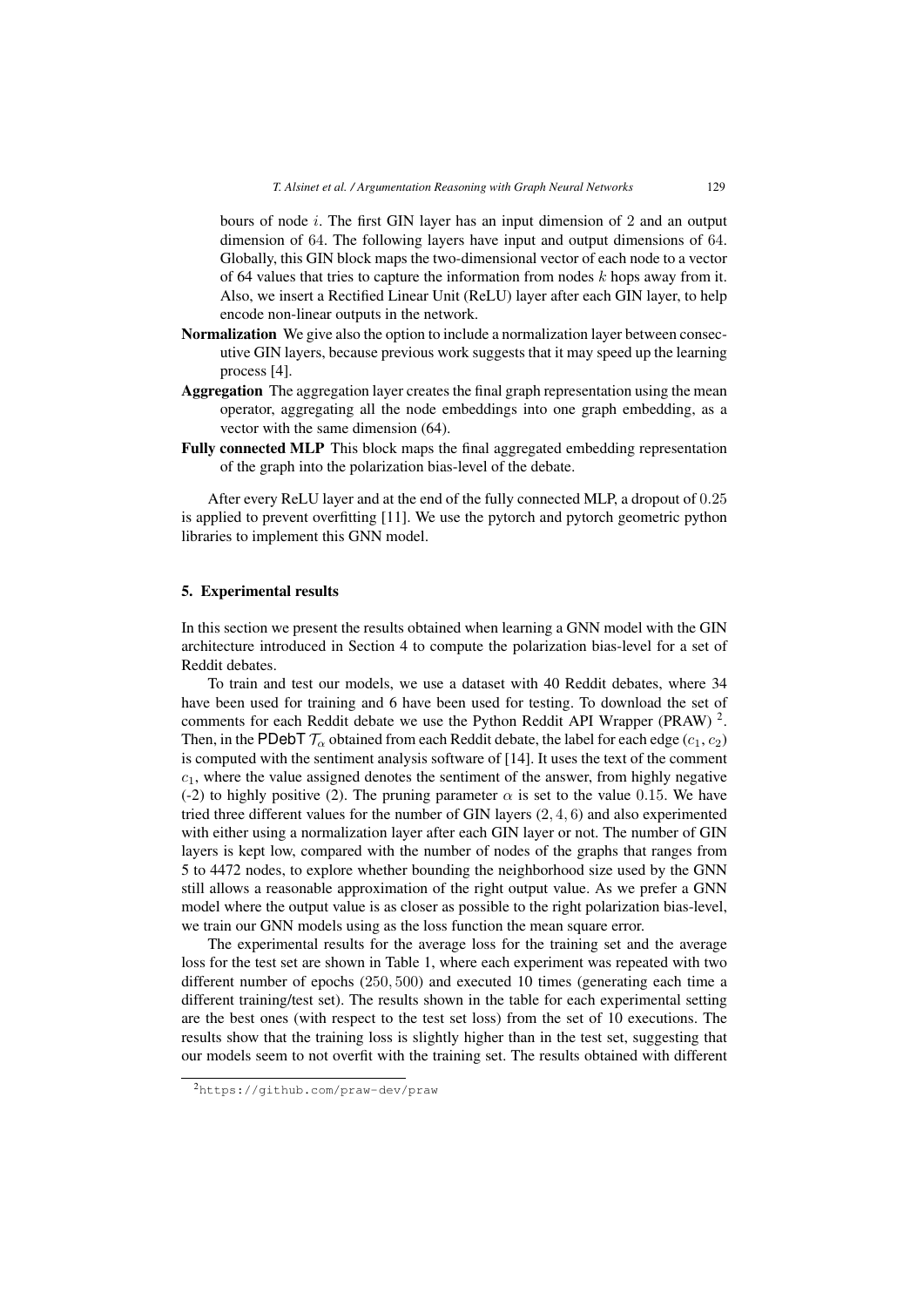bours of node $i$. The first GIN layer has an input dimension of 2 and an output dimension of $64$. The following layers have input and output dimensions of $64$. Globally, this GIN block maps the two-dimensional vector of each node to a vector of 64 values that tries to capture the information from nodes $k$ hops away from it. Also, we insert a Rectified Linear Unit (ReLU) layer after each GIN layer, to help encode non-linear outputs in the network.

**Normalization** We give also the option to include a normalization layer between consecutive GIN layers, because previous work suggests that it may speed up the learning process [4].

**Aggregation** The aggregation layer creates the final graph representation using the mean operator, aggregating all the node embeddings into one graph embedding, as a vector with the same dimension (64).

**Fully connected MLP** This block maps the final aggregated embedding representation of the graph into the polarization bias-level of the debate.

After every ReLU layer and at the end of the fully connected MLP, a dropout of $0.25$ is applied to prevent overfitting [11]. We use the pytorch and pytorch geometric python libraries to implement this GNN model.

## 5. Experimental results

In this section we present the results obtained when learning a GNN model with the GIN architecture introduced in Section 4 to compute the polarization bias-level for a set of Reddit debates.

To train and test our models, we use a dataset with 40 Reddit debates, where 34 have been used for training and 6 have been used for testing. To download the set of comments for each Reddit debate we use the Python Reddit API Wrapper (PRAW) [2]. Then, in the PDebT $\mathcal{T}_\alpha$ obtained from each Reddit debate, the label for each edge $(c_1, c_2)$ is computed with the sentiment analysis software of [14]. It uses the text of the comment $c_1$, where the value assigned denotes the sentiment of the answer, from highly negative (-2) to highly positive (2). The pruning parameter $\alpha$ is set to the value $0.15$. We have tried three different values for the number of GIN layers $(2, 4, 6)$ and also experimented with either using a normalization layer after each GIN layer or not. The number of GIN layers is kept low, compared with the number of nodes of the graphs that ranges from 5 to 4472 nodes, to explore whether bounding the neighborhood size used by the GNN still allows a reasonable approximation of the right output value. As we prefer a GNN model where the output value is as closer as possible to the right polarization bias-level, we train our GNN models using as the loss function the mean square error.

The experimental results for the average loss for the training set and the average loss for the test set are shown in Table 1, where each experiment was repeated with two different number of epochs $(250, 500)$ and executed 10 times (generating each time a different training/test set). The results shown in the table for each experimental setting are the best ones (with respect to the test set loss) from the set of 10 executions. The results show that the training loss is slightly higher than in the test set, suggesting that our models seem to not overfit with the training set. The results obtained with different

[2] https://github.com/praw-dev/praw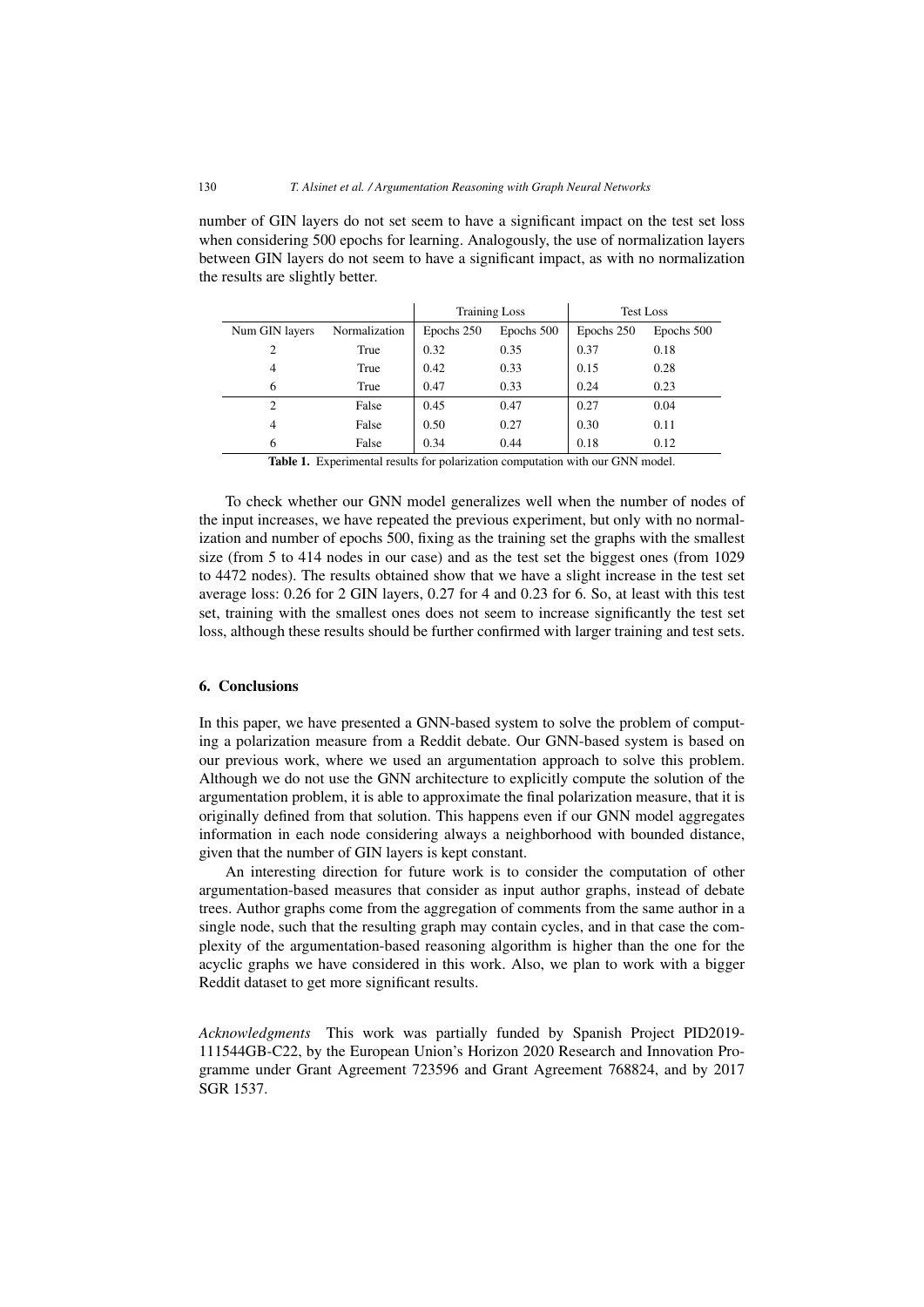number of GIN layers do not set seem to have a significant impact on the test set loss when considering 500 epochs for learning. Analogously, the use of normalization layers between GIN layers do not seem to have a significant impact, as with no normalization the results are slightly better.

| | | Training Loss | | Test Loss | |
|---|---|---|---|---|---|
| Num GIN layers | Normalization | Epochs 250 | Epochs 500 | Epochs 250 | Epochs 500 |
| 2 | True | 0.32 | 0.35 | 0.37 | 0.18 |
| 4 | True | 0.42 | 0.33 | 0.15 | 0.28 |
| 6 | True | 0.47 | 0.33 | 0.24 | 0.23 |
| 2 | False | 0.45 | 0.47 | 0.27 | 0.04 |
| 4 | False | 0.50 | 0.27 | 0.30 | 0.11 |
| 6 | False | 0.34 | 0.44 | 0.18 | 0.12 |

**Table 1.** Experimental results for polarization computation with our GNN model.

To check whether our GNN model generalizes well when the number of nodes of the input increases, we have repeated the previous experiment, but only with no normalization and number of epochs 500, fixing as the training set the graphs with the smallest size (from 5 to 414 nodes in our case) and as the test set the biggest ones (from 1029 to 4472 nodes). The results obtained show that we have a slight increase in the test set average loss: 0.26 for 2 GIN layers, 0.27 for 4 and 0.23 for 6. So, at least with this test set, training with the smallest ones does not seem to increase significantly the test set loss, although these results should be further confirmed with larger training and test sets.

## 6. Conclusions

In this paper, we have presented a GNN-based system to solve the problem of computing a polarization measure from a Reddit debate. Our GNN-based system is based on our previous work, where we used an argumentation approach to solve this problem. Although we do not use the GNN architecture to explicitly compute the solution of the argumentation problem, it is able to approximate the final polarization measure, that it is originally defined from that solution. This happens even if our GNN model aggregates information in each node considering always a neighborhood with bounded distance, given that the number of GIN layers is kept constant.

An interesting direction for future work is to consider the computation of other argumentation-based measures that consider as input author graphs, instead of debate trees. Author graphs come from the aggregation of comments from the same author in a single node, such that the resulting graph may contain cycles, and in that case the complexity of the argumentation-based reasoning algorithm is higher than the one for the acyclic graphs we have considered in this work. Also, we plan to work with a bigger Reddit dataset to get more significant results.

*Acknowledgments* This work was partially funded by Spanish Project PID2019-111544GB-C22, by the European Union's Horizon 2020 Research and Innovation Programme under Grant Agreement 723596 and Grant Agreement 768824, and by 2017 SGR 1537.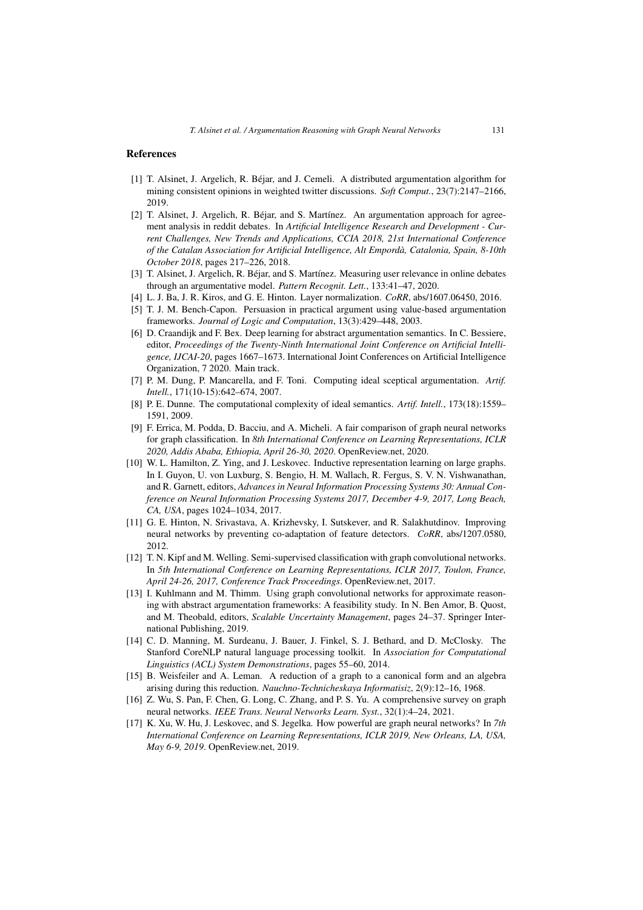## References

[1] T. Alsinet, J. Argelich, R. Béjar, and J. Cemeli. A distributed argumentation algorithm for mining consistent opinions in weighted twitter discussions. *Soft Comput.*, 23(7):2147–2166, 2019.

[2] T. Alsinet, J. Argelich, R. Béjar, and S. Martínez. An argumentation approach for agreement analysis in reddit debates. In *Artificial Intelligence Research and Development - Current Challenges, New Trends and Applications, CCIA 2018, 21st International Conference of the Catalan Association for Artificial Intelligence, Alt Empordà, Catalonia, Spain, 8-10th October 2018*, pages 217–226, 2018.

[3] T. Alsinet, J. Argelich, R. Béjar, and S. Martínez. Measuring user relevance in online debates through an argumentative model. *Pattern Recognit. Lett.*, 133:41–47, 2020.

[4] L. J. Ba, J. R. Kiros, and G. E. Hinton. Layer normalization. *CoRR*, abs/1607.06450, 2016.

[5] T. J. M. Bench-Capon. Persuasion in practical argument using value-based argumentation frameworks. *Journal of Logic and Computation*, 13(3):429–448, 2003.

[6] D. Craandijk and F. Bex. Deep learning for abstract argumentation semantics. In C. Bessiere, editor, *Proceedings of the Twenty-Ninth International Joint Conference on Artificial Intelligence, IJCAI-20*, pages 1667–1673. International Joint Conferences on Artificial Intelligence Organization, 7 2020. Main track.

[7] P. M. Dung, P. Mancarella, and F. Toni. Computing ideal sceptical argumentation. *Artif. Intell.*, 171(10-15):642–674, 2007.

[8] P. E. Dunne. The computational complexity of ideal semantics. *Artif. Intell.*, 173(18):1559–1591, 2009.

[9] F. Errica, M. Podda, D. Bacciu, and A. Micheli. A fair comparison of graph neural networks for graph classification. In *8th International Conference on Learning Representations, ICLR 2020, Addis Ababa, Ethiopia, April 26-30, 2020*. OpenReview.net, 2020.

[10] W. L. Hamilton, Z. Ying, and J. Leskovec. Inductive representation learning on large graphs. In I. Guyon, U. von Luxburg, S. Bengio, H. M. Wallach, R. Fergus, S. V. N. Vishwanathan, and R. Garnett, editors, *Advances in Neural Information Processing Systems 30: Annual Conference on Neural Information Processing Systems 2017, December 4-9, 2017, Long Beach, CA, USA*, pages 1024–1034, 2017.

[11] G. E. Hinton, N. Srivastava, A. Krizhevsky, I. Sutskever, and R. Salakhutdinov. Improving neural networks by preventing co-adaptation of feature detectors. *CoRR*, abs/1207.0580, 2012.

[12] T. N. Kipf and M. Welling. Semi-supervised classification with graph convolutional networks. In *5th International Conference on Learning Representations, ICLR 2017, Toulon, France, April 24-26, 2017, Conference Track Proceedings*. OpenReview.net, 2017.

[13] I. Kuhlmann and M. Thimm. Using graph convolutional networks for approximate reasoning with abstract argumentation frameworks: A feasibility study. In N. Ben Amor, B. Quost, and M. Theobald, editors, *Scalable Uncertainty Management*, pages 24–37. Springer International Publishing, 2019.

[14] C. D. Manning, M. Surdeanu, J. Bauer, J. Finkel, S. J. Bethard, and D. McClosky. The Stanford CoreNLP natural language processing toolkit. In *Association for Computational Linguistics (ACL) System Demonstrations*, pages 55–60, 2014.

[15] B. Weisfeiler and A. Leman. A reduction of a graph to a canonical form and an algebra arising during this reduction. *Nauchno-Technicheskaya Informatisiz*, 2(9):12–16, 1968.

[16] Z. Wu, S. Pan, F. Chen, G. Long, C. Zhang, and P. S. Yu. A comprehensive survey on graph neural networks. *IEEE Trans. Neural Networks Learn. Syst.*, 32(1):4–24, 2021.

[17] K. Xu, W. Hu, J. Leskovec, and S. Jegelka. How powerful are graph neural networks? In *7th International Conference on Learning Representations, ICLR 2019, New Orleans, LA, USA, May 6-9, 2019*. OpenReview.net, 2019.